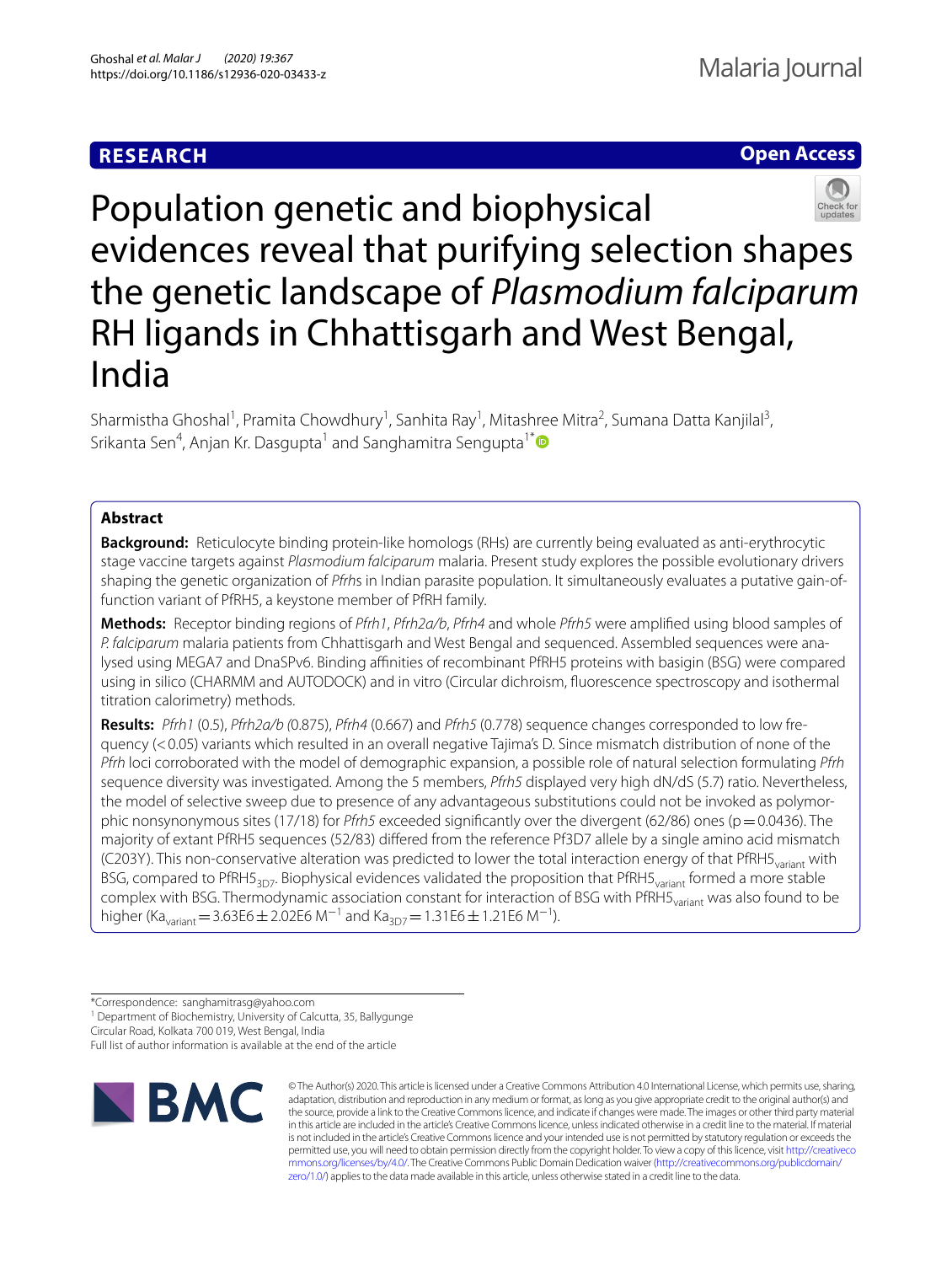**RESEARCH** **Open Access**

# Population genetic and biophysical evidences reveal that purifying selection shapes the genetic landscape of *Plasmodium falciparum* RH ligands in Chhattisgarh and West Bengal, India

Sharmistha Ghoshal[1], Pramita Chowdhury[1], Sanhita Ray[1], Mitashree Mitra[2], Sumana Datta Kanjilal[3], Srikanta Sen[4], Anjan Kr. Dasgupta[1] and Sanghamitra Sengupta[1*]

## Abstract

**Background:** Reticulocyte binding protein-like homologs (RHs) are currently being evaluated as anti-erythrocytic stage vaccine targets against *Plasmodium falciparum* malaria. Present study explores the possible evolutionary drivers shaping the genetic organization of *Pfrh*s in Indian parasite population. It simultaneously evaluates a putative gain-of-function variant of PfRH5, a keystone member of PfRH family.

**Methods:** Receptor binding regions of *Pfrh1*, *Pfrh2a/b*, *Pfrh4* and whole *Pfrh5* were amplified using blood samples of *P. falciparum* malaria patients from Chhattisgarh and West Bengal and sequenced. Assembled sequences were analysed using MEGA7 and DnaSPv6. Binding affinities of recombinant PfRH5 proteins with basigin (BSG) were compared using in silico (CHARMM and AUTODOCK) and in vitro (Circular dichroism, fluorescence spectroscopy and isothermal titration calorimetry) methods.

**Results:** *Pfrh1* (0.5), *Pfrh2a/b* (0.875), *Pfrh4* (0.667) and *Pfrh5* (0.778) sequence changes corresponded to low frequency (<0.05) variants which resulted in an overall negative Tajima's D. Since mismatch distribution of none of the *Pfrh* loci corroborated with the model of demographic expansion, a possible role of natural selection formulating *Pfrh* sequence diversity was investigated. Among the 5 members, *Pfrh5* displayed very high dN/dS (5.7) ratio. Nevertheless, the model of selective sweep due to presence of any advantageous substitutions could not be invoked as polymorphic nonsynonymous sites (17/18) for *Pfrh5* exceeded significantly over the divergent (62/86) ones ($p = 0.0436$). The majority of extant PfRH5 sequences (52/83) differed from the reference Pf3D7 allele by a single amino acid mismatch (C203Y). This non-conservative alteration was predicted to lower the total interaction energy of that $\text{PfRH5}_{\text{variant}}$ with BSG, compared to $\text{PfRH5}_{\text{3D7}}$. Biophysical evidences validated the proposition that $\text{PfRH5}_{\text{variant}}$ formed a more stable complex with BSG. Thermodynamic association constant for interaction of BSG with $\text{PfRH5}_{\text{variant}}$ was also found to be higher ($Ka_{\text{variant}} = 3.63E6 \pm 2.02E6\ M^{-1}$ and $Ka_{\text{3D7}} = 1.31E6 \pm 1.21E6\ M^{-1}$).

*Correspondence: sanghamitrasg@yahoo.com
[1] Department of Biochemistry, University of Calcutta, 35, Ballygunge Circular Road, Kolkata 700 019, West Bengal, India
Full list of author information is available at the end of the article

© The Author(s) 2020. This article is licensed under a Creative Commons Attribution 4.0 International License, which permits use, sharing, adaptation, distribution and reproduction in any medium or format, as long as you give appropriate credit to the original author(s) and the source, provide a link to the Creative Commons licence, and indicate if changes were made. The images or other third party material in this article are included in the article's Creative Commons licence, unless indicated otherwise in a credit line to the material. If material is not included in the article's Creative Commons licence and your intended use is not permitted by statutory regulation or exceeds the permitted use, you will need to obtain permission directly from the copyright holder. To view a copy of this licence, visit http://creativecommons.org/licenses/by/4.0/. The Creative Commons Public Domain Dedication waiver (http://creativecommons.org/publicdomain/zero/1.0/) applies to the data made available in this article, unless otherwise stated in a credit line to the data.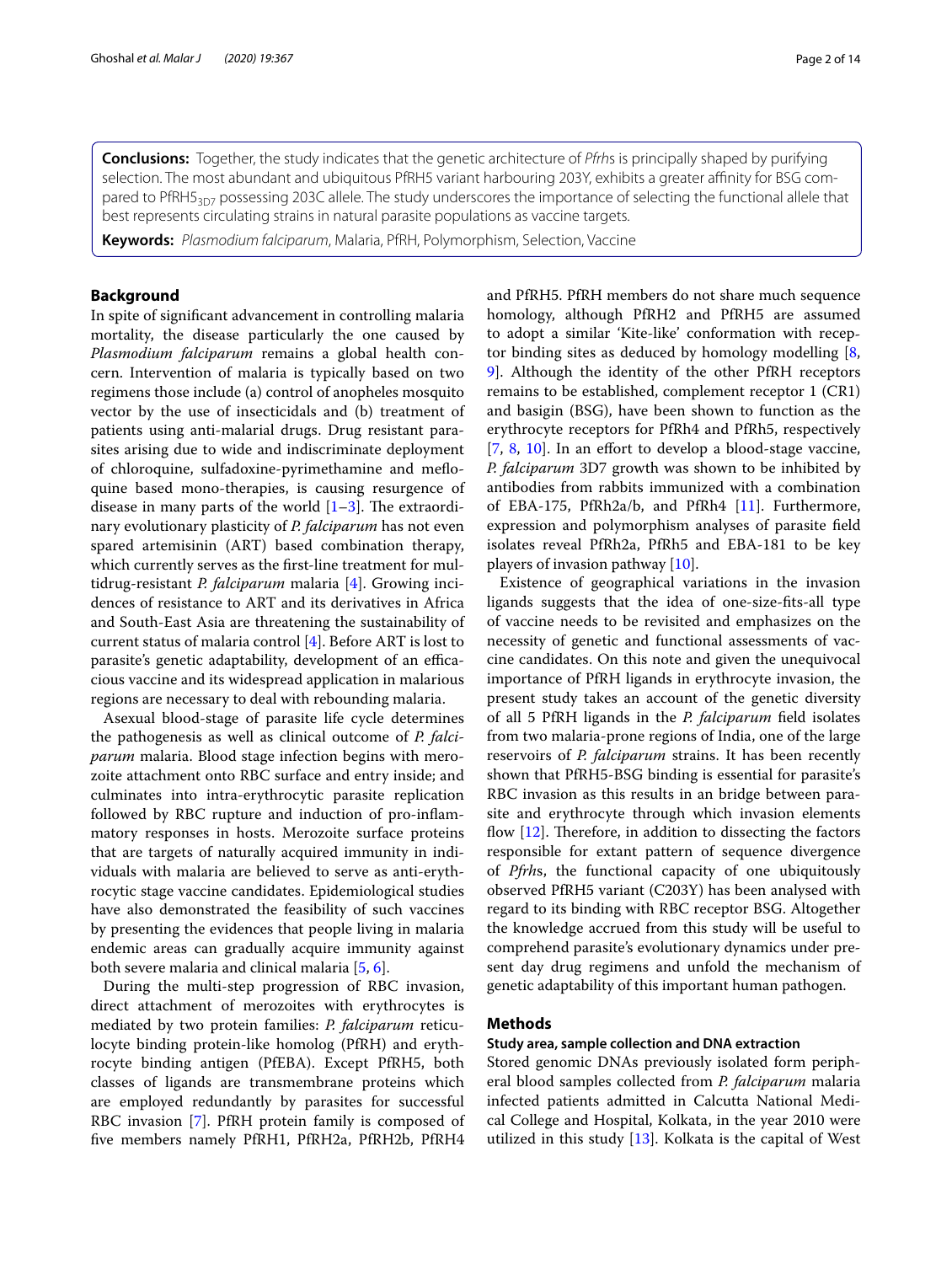**Conclusions:** Together, the study indicates that the genetic architecture of *Pfrh*s is principally shaped by purifying selection. The most abundant and ubiquitous PfRH5 variant harbouring 203Y, exhibits a greater affinity for BSG compared to $PfRH5_{3D7}$ possessing 203C allele. The study underscores the importance of selecting the functional allele that best represents circulating strains in natural parasite populations as vaccine targets.

**Keywords:** *Plasmodium falciparum*, Malaria, PfRH, Polymorphism, Selection, Vaccine

## Background

In spite of significant advancement in controlling malaria mortality, the disease particularly the one caused by *Plasmodium falciparum* remains a global health concern. Intervention of malaria is typically based on two regimens those include (a) control of anopheles mosquito vector by the use of insecticidals and (b) treatment of patients using anti-malarial drugs. Drug resistant parasites arising due to wide and indiscriminate deployment of chloroquine, sulfadoxine-pyrimethamine and mefloquine based mono-therapies, is causing resurgence of disease in many parts of the world [1–3]. The extraordinary evolutionary plasticity of *P. falciparum* has not even spared artemisinin (ART) based combination therapy, which currently serves as the first-line treatment for multidrug-resistant *P. falciparum* malaria [4]. Growing incidences of resistance to ART and its derivatives in Africa and South-East Asia are threatening the sustainability of current status of malaria control [4]. Before ART is lost to parasite's genetic adaptability, development of an efficacious vaccine and its widespread application in malarious regions are necessary to deal with rebounding malaria.

Asexual blood-stage of parasite life cycle determines the pathogenesis as well as clinical outcome of *P. falciparum* malaria. Blood stage infection begins with merozoite attachment onto RBC surface and entry inside; and culminates into intra-erythrocytic parasite replication followed by RBC rupture and induction of pro-inflammatory responses in hosts. Merozoite surface proteins that are targets of naturally acquired immunity in individuals with malaria are believed to serve as anti-erythrocytic stage vaccine candidates. Epidemiological studies have also demonstrated the feasibility of such vaccines by presenting the evidences that people living in malaria endemic areas can gradually acquire immunity against both severe malaria and clinical malaria [5, 6].

During the multi-step progression of RBC invasion, direct attachment of merozoites with erythrocytes is mediated by two protein families: *P. falciparum* reticulocyte binding protein-like homolog (PfRH) and erythrocyte binding antigen (PfEBA). Except PfRH5, both classes of ligands are transmembrane proteins which are employed redundantly by parasites for successful RBC invasion [7]. PfRH protein family is composed of five members namely PfRH1, PfRH2a, PfRH2b, PfRH4 and PfRH5. PfRH members do not share much sequence homology, although PfRH2 and PfRH5 are assumed to adopt a similar 'Kite-like' conformation with receptor binding sites as deduced by homology modelling [8, 9]. Although the identity of the other PfRH receptors remains to be established, complement receptor 1 (CR1) and basigin (BSG), have been shown to function as the erythrocyte receptors for PfRh4 and PfRh5, respectively [7, 8, 10]. In an effort to develop a blood-stage vaccine, *P. falciparum* 3D7 growth was shown to be inhibited by antibodies from rabbits immunized with a combination of EBA-175, PfRh2a/b, and PfRh4 [11]. Furthermore, expression and polymorphism analyses of parasite field isolates reveal PfRh2a, PfRh5 and EBA-181 to be key players of invasion pathway [10].

Existence of geographical variations in the invasion ligands suggests that the idea of one-size-fits-all type of vaccine needs to be revisited and emphasizes on the necessity of genetic and functional assessments of vaccine candidates. On this note and given the unequivocal importance of PfRH ligands in erythrocyte invasion, the present study takes an account of the genetic diversity of all 5 PfRH ligands in the *P. falciparum* field isolates from two malaria-prone regions of India, one of the large reservoirs of *P. falciparum* strains. It has been recently shown that PfRH5-BSG binding is essential for parasite's RBC invasion as this results in an bridge between parasite and erythrocyte through which invasion elements flow [12]. Therefore, in addition to dissecting the factors responsible for extant pattern of sequence divergence of *Pfrh*s, the functional capacity of one ubiquitously observed PfRH5 variant (C203Y) has been analysed with regard to its binding with RBC receptor BSG. Altogether the knowledge accrued from this study will be useful to comprehend parasite's evolutionary dynamics under present day drug regimens and unfold the mechanism of genetic adaptability of this important human pathogen.

## Methods

### Study area, sample collection and DNA extraction

Stored genomic DNAs previously isolated form peripheral blood samples collected from *P. falciparum* malaria infected patients admitted in Calcutta National Medical College and Hospital, Kolkata, in the year 2010 were utilized in this study [13]. Kolkata is the capital of West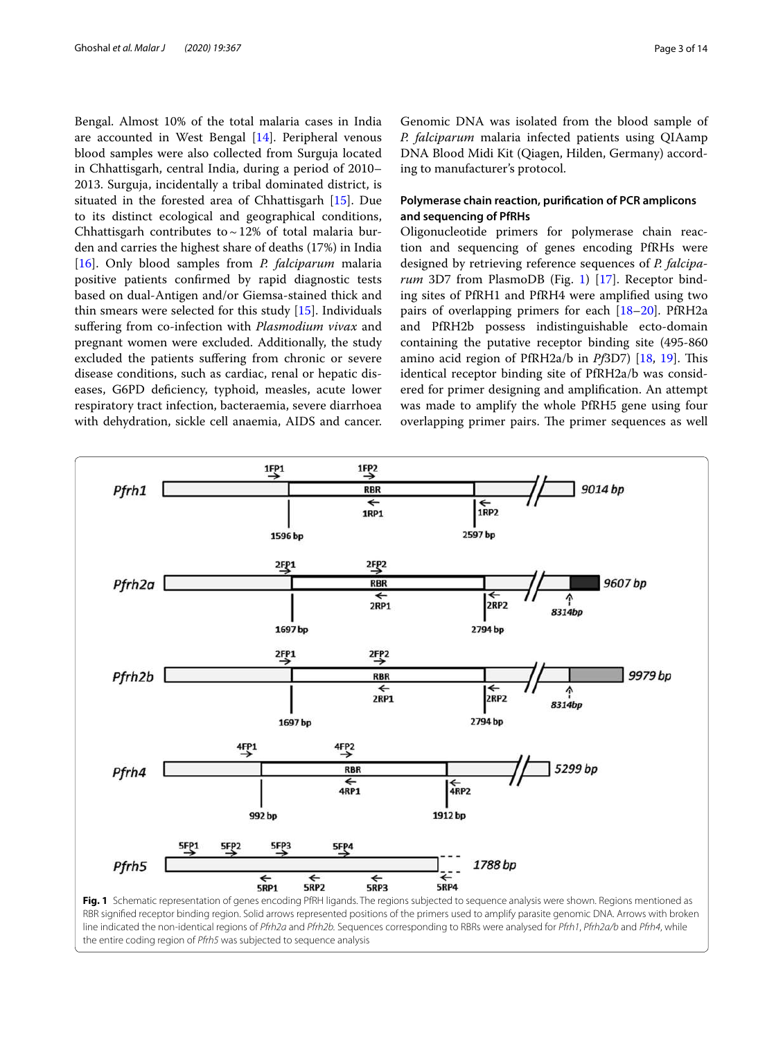Bengal. Almost 10% of the total malaria cases in India are accounted in West Bengal [14]. Peripheral venous blood samples were also collected from Surguja located in Chhattisgarh, central India, during a period of 2010–2013. Surguja, incidentally a tribal dominated district, is situated in the forested area of Chhattisgarh [15]. Due to its distinct ecological and geographical conditions, Chhattisgarh contributes to ~ 12% of total malaria burden and carries the highest share of deaths (17%) in India [16]. Only blood samples from *P. falciparum* malaria positive patients confirmed by rapid diagnostic tests based on dual-Antigen and/or Giemsa-stained thick and thin smears were selected for this study [15]. Individuals suffering from co-infection with *Plasmodium vivax* and pregnant women were excluded. Additionally, the study excluded the patients suffering from chronic or severe disease conditions, such as cardiac, renal or hepatic diseases, G6PD deficiency, typhoid, measles, acute lower respiratory tract infection, bacteraemia, severe diarrhoea with dehydration, sickle cell anaemia, AIDS and cancer.

Genomic DNA was isolated from the blood sample of *P. falciparum* malaria infected patients using QIAamp DNA Blood Midi Kit (Qiagen, Hilden, Germany) according to manufacturer's protocol.

### Polymerase chain reaction, purification of PCR amplicons and sequencing of PfRHs

Oligonucleotide primers for polymerase chain reaction and sequencing of genes encoding PfRHs were designed by retrieving reference sequences of *P. falciparum* 3D7 from PlasmoDB (Fig. 1) [17]. Receptor binding sites of PfRH1 and PfRH4 were amplified using two pairs of overlapping primers for each [18–20]. PfRH2a and PfRH2b possess indistinguishable ecto-domain containing the putative receptor binding site (495-860 amino acid region of PfRH2a/b in *Pf*3D7) [18, 19]. This identical receptor binding site of PfRH2a/b was considered for primer designing and amplification. An attempt was made to amplify the whole PfRH5 gene using four overlapping primer pairs. The primer sequences as well

**Fig. 1** Schematic representation of genes encoding PfRH ligands. The regions subjected to sequence analysis were shown. Regions mentioned as RBR signified receptor binding region. Solid arrows represented positions of the primers used to amplify parasite genomic DNA. Arrows with broken line indicated the non-identical regions of *Pfrh2a* and *Pfrh2b*. Sequences corresponding to RBRs were analysed for *Pfrh1*, *Pfrh2a/b* and *Pfrh4*, while the entire coding region of *Pfrh5* was subjected to sequence analysis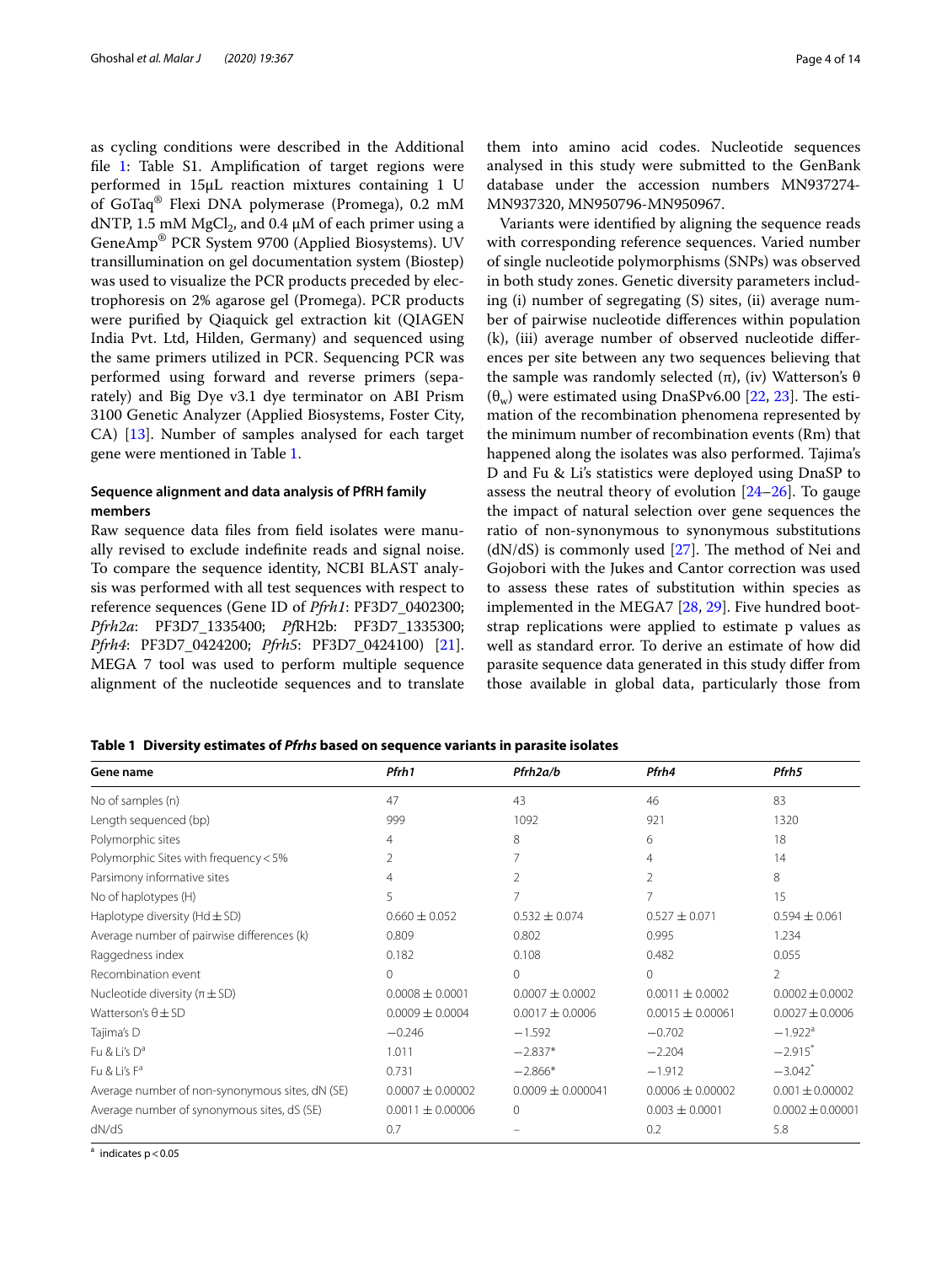as cycling conditions were described in the Additional file 1: Table S1. Amplification of target regions were performed in 15μL reaction mixtures containing 1 U of GoTaq® Flexi DNA polymerase (Promega), 0.2 mM dNTP, 1.5 mM $MgCl_2$, and 0.4 μM of each primer using a GeneAmp® PCR System 9700 (Applied Biosystems). UV transillumination on gel documentation system (Biostep) was used to visualize the PCR products preceded by electrophoresis on 2% agarose gel (Promega). PCR products were purified by Qiaquick gel extraction kit (QIAGEN India Pvt. Ltd, Hilden, Germany) and sequenced using the same primers utilized in PCR. Sequencing PCR was performed using forward and reverse primers (separately) and Big Dye v3.1 dye terminator on ABI Prism 3100 Genetic Analyzer (Applied Biosystems, Foster City, CA) [13]. Number of samples analysed for each target gene were mentioned in Table 1.

### Sequence alignment and data analysis of PfRH family members

Raw sequence data files from field isolates were manually revised to exclude indefinite reads and signal noise. To compare the sequence identity, NCBI BLAST analysis was performed with all test sequences with respect to reference sequences (Gene ID of *Pfrh1*: PF3D7_0402300; *Pfrh2a*: PF3D7_1335400; *Pf*RH2b: PF3D7_1335300; *Pfrh4*: PF3D7_0424200; *Pfrh5*: PF3D7_0424100) [21]. MEGA 7 tool was used to perform multiple sequence alignment of the nucleotide sequences and to translate them into amino acid codes. Nucleotide sequences analysed in this study were submitted to the GenBank database under the accession numbers MN937274-MN937320, MN950796-MN950967.

Variants were identified by aligning the sequence reads with corresponding reference sequences. Varied number of single nucleotide polymorphisms (SNPs) was observed in both study zones. Genetic diversity parameters including (i) number of segregating (S) sites, (ii) average number of pairwise nucleotide differences within population (k), (iii) average number of observed nucleotide differences per site between any two sequences believing that the sample was randomly selected (π), (iv) Watterson's θ ($\theta_w$) were estimated using DnaSPv6.00 [22, 23]. The estimation of the recombination phenomena represented by the minimum number of recombination events (Rm) that happened along the isolates was also performed. Tajima's D and Fu & Li's statistics were deployed using DnaSP to assess the neutral theory of evolution [24–26]. To gauge the impact of natural selection over gene sequences the ratio of non-synonymous to synonymous substitutions (dN/dS) is commonly used [27]. The method of Nei and Gojobori with the Jukes and Cantor correction was used to assess these rates of substitution within species as implemented in the MEGA7 [28, 29]. Five hundred bootstrap replications were applied to estimate p values as well as standard error. To derive an estimate of how did parasite sequence data generated in this study differ from those available in global data, particularly those from

**Table 1 Diversity estimates of *Pfrhs* based on sequence variants in parasite isolates**

| Gene name | *Pfrh1* | *Pfrh2a/b* | *Pfrh4* | *Pfrh5* |
|---|---|---|---|---|
| No of samples (n) | 47 | 43 | 46 | 83 |
| Length sequenced (bp) | 999 | 1092 | 921 | 1320 |
| Polymorphic sites | 4 | 8 | 6 | 18 |
| Polymorphic Sites with frequency < 5% | 2 | 7 | 4 | 14 |
| Parsimony informative sites | 4 | 2 | 2 | 8 |
| No of haplotypes (H) | 5 | 7 | 7 | 15 |
| Haplotype diversity (Hd ± SD) | 0.660 ± 0.052 | 0.532 ± 0.074 | 0.527 ± 0.071 | 0.594 ± 0.061 |
| Average number of pairwise differences (k) | 0.809 | 0.802 | 0.995 | 1.234 |
| Raggedness index | 0.182 | 0.108 | 0.482 | 0.055 |
| Recombination event | 0 | 0 | 0 | 2 |
| Nucleotide diversity (π ± SD) | 0.0008 ± 0.0001 | 0.0007 ± 0.0002 | 0.0011 ± 0.0002 | 0.0002 ± 0.0002 |
| Watterson's θ ± SD | 0.0009 ± 0.0004 | 0.0017 ± 0.0006 | 0.0015 ± 0.00061 | 0.0027 ± 0.0006 |
| Tajima's D | −0.246 | −1.592 | −0.702 | −1.922[a] |
| Fu & Li's D[a] | 1.011 | −2.837* | −2.204 | −2.915* |
| Fu & Li's F[a] | 0.731 | −2.866* | −1.912 | −3.042* |
| Average number of non-synonymous sites, dN (SE) | 0.0007 ± 0.00002 | 0.0009 ± 0.000041 | 0.0006 ± 0.00002 | 0.001 ± 0.00002 |
| Average number of synonymous sites, dS (SE) | 0.0011 ± 0.00006 | 0 | 0.003 ± 0.0001 | 0.0002 ± 0.00001 |
| dN/dS | 0.7 | – | 0.2 | 5.8 |

[a] indicates $p < 0.05$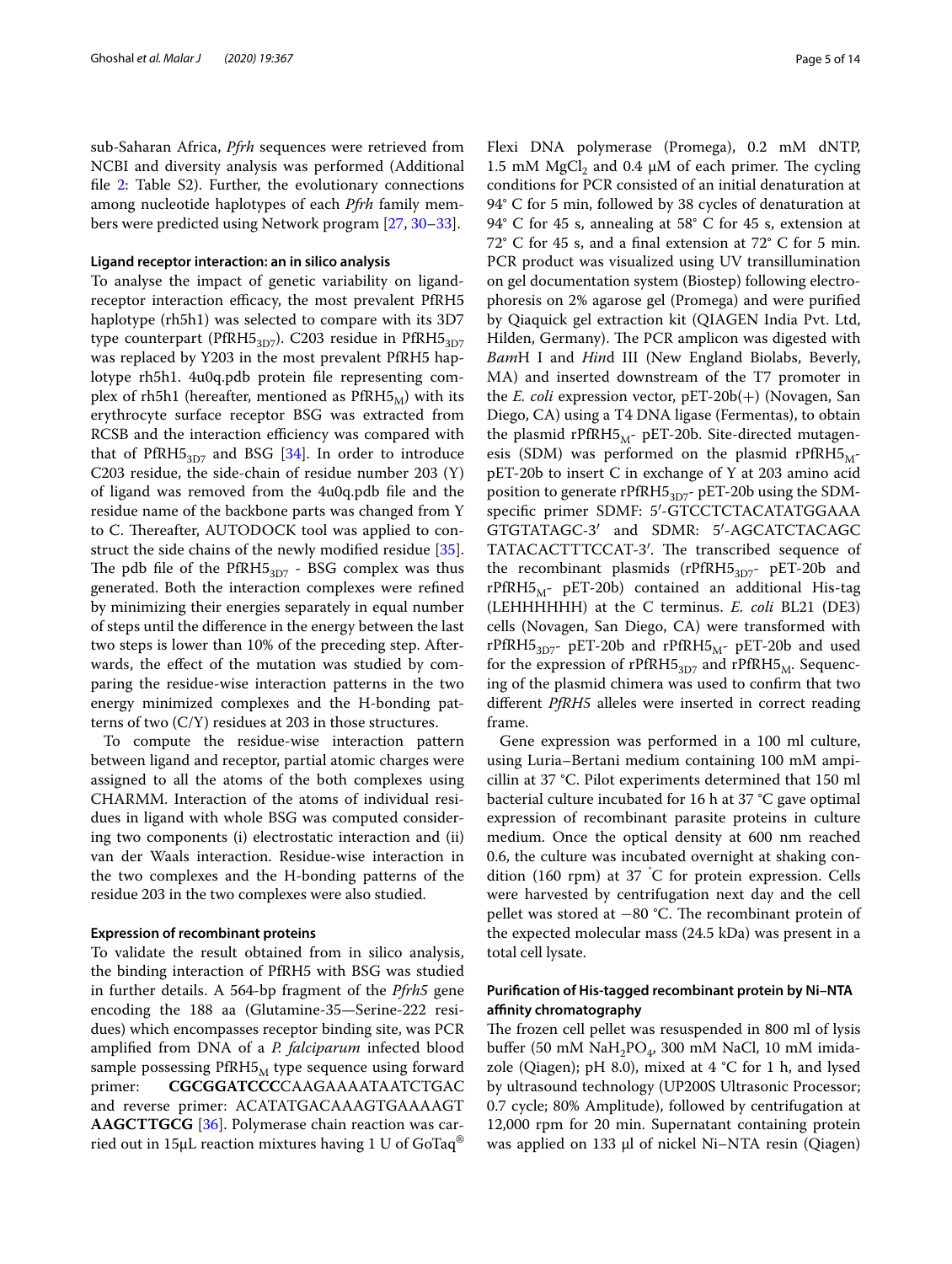sub-Saharan Africa, *Pfrh* sequences were retrieved from NCBI and diversity analysis was performed (Additional file 2: Table S2). Further, the evolutionary connections among nucleotide haplotypes of each *Pfrh* family members were predicted using Network program [27, 30–33].

### Ligand receptor interaction: an in silico analysis

To analyse the impact of genetic variability on ligand-receptor interaction efficacy, the most prevalent PfRH5 haplotype (rh5h1) was selected to compare with its 3D7 type counterpart ($PfRH5_{3D7}$). C203 residue in $PfRH5_{3D7}$ was replaced by Y203 in the most prevalent PfRH5 haplotype rh5h1. 4u0q.pdb protein file representing complex of rh5h1 (hereafter, mentioned as $PfRH5_M$) with its erythrocyte surface receptor BSG was extracted from RCSB and the interaction efficiency was compared with that of $PfRH5_{3D7}$ and BSG [34]. In order to introduce C203 residue, the side-chain of residue number 203 (Y) of ligand was removed from the 4u0q.pdb file and the residue name of the backbone parts was changed from Y to C. Thereafter, AUTODOCK tool was applied to construct the side chains of the newly modified residue [35]. The pdb file of the $PfRH5_{3D7}$ - BSG complex was thus generated. Both the interaction complexes were refined by minimizing their energies separately in equal number of steps until the difference in the energy between the last two steps is lower than 10% of the preceding step. Afterwards, the effect of the mutation was studied by comparing the residue-wise interaction patterns in the two energy minimized complexes and the H-bonding patterns of two (C/Y) residues at 203 in those structures.

To compute the residue-wise interaction pattern between ligand and receptor, partial atomic charges were assigned to all the atoms of the both complexes using CHARMM. Interaction of the atoms of individual residues in ligand with whole BSG was computed considering two components (i) electrostatic interaction and (ii) van der Waals interaction. Residue-wise interaction in the two complexes and the H-bonding patterns of the residue 203 in the two complexes were also studied.

### Expression of recombinant proteins

To validate the result obtained from in silico analysis, the binding interaction of PfRH5 with BSG was studied in further details. A 564-bp fragment of the *Pfrh5* gene encoding the 188 aa (Glutamine-35—Serine-222 residues) which encompasses receptor binding site, was PCR amplified from DNA of a *P. falciparum* infected blood sample possessing $PfRH5_M$ type sequence using forward primer: **CGCGGATCCC**CAAGAAAATAATCTGAC and reverse primer: ACATATGACAAAGTGAAAAGT**AAGCTTGCG** [36]. Polymerase chain reaction was carried out in 15μL reaction mixtures having 1 U of GoTaq® Flexi DNA polymerase (Promega), 0.2 mM dNTP, 1.5 mM $MgCl_2$ and 0.4 μM of each primer. The cycling conditions for PCR consisted of an initial denaturation at 94° C for 5 min, followed by 38 cycles of denaturation at 94° C for 45 s, annealing at 58° C for 45 s, extension at 72° C for 45 s, and a final extension at 72° C for 5 min. PCR product was visualized using UV transillumination on gel documentation system (Biostep) following electrophoresis on 2% agarose gel (Promega) and were purified by Qiaquick gel extraction kit (QIAGEN India Pvt. Ltd, Hilden, Germany). The PCR amplicon was digested with *Bam*H I and *Hin*d III (New England Biolabs, Beverly, MA) and inserted downstream of the T7 promoter in the *E. coli* expression vector, pET-20b(+) (Novagen, San Diego, CA) using a T4 DNA ligase (Fermentas), to obtain the plasmid $rPfRH5_M$- pET-20b. Site-directed mutagenesis (SDM) was performed on the plasmid $rPfRH5_M$- pET-20b to insert C in exchange of Y at 203 amino acid position to generate $rPfRH5_{3D7}$- pET-20b using the SDM-specific primer SDMF: 5′-GTCCTCTACATATGGAAA GTGTATAGC-3′ and SDMR: 5′-AGCATCTACAGC TATACACTTTCCAT-3′. The transcribed sequence of the recombinant plasmids ($rPfRH5_{3D7}$- pET-20b and $rPfRH5_M$- pET-20b) contained an additional His-tag (LEHHHHHH) at the C terminus. *E. coli* BL21 (DE3) cells (Novagen, San Diego, CA) were transformed with $rPfRH5_{3D7}$- pET-20b and $rPfRH5_M$- pET-20b and used for the expression of $rPfRH5_{3D7}$ and $rPfRH5_M$. Sequencing of the plasmid chimera was used to confirm that two different *PfRH5* alleles were inserted in correct reading frame.

Gene expression was performed in a 100 ml culture, using Luria–Bertani medium containing 100 mM ampicillin at 37 °C. Pilot experiments determined that 150 ml bacterial culture incubated for 16 h at 37 °C gave optimal expression of recombinant parasite proteins in culture medium. Once the optical density at 600 nm reached 0.6, the culture was incubated overnight at shaking condition (160 rpm) at 37 °C for protein expression. Cells were harvested by centrifugation next day and the cell pellet was stored at −80 °C. The recombinant protein of the expected molecular mass (24.5 kDa) was present in a total cell lysate.

### Purification of His-tagged recombinant protein by Ni–NTA affinity chromatography

The frozen cell pellet was resuspended in 800 ml of lysis buffer (50 mM $NaH_2PO_4$, 300 mM NaCl, 10 mM imidazole (Qiagen); pH 8.0), mixed at 4 °C for 1 h, and lysed by ultrasound technology (UP200S Ultrasonic Processor; 0.7 cycle; 80% Amplitude), followed by centrifugation at 12,000 rpm for 20 min. Supernatant containing protein was applied on 133 μl of nickel Ni–NTA resin (Qiagen)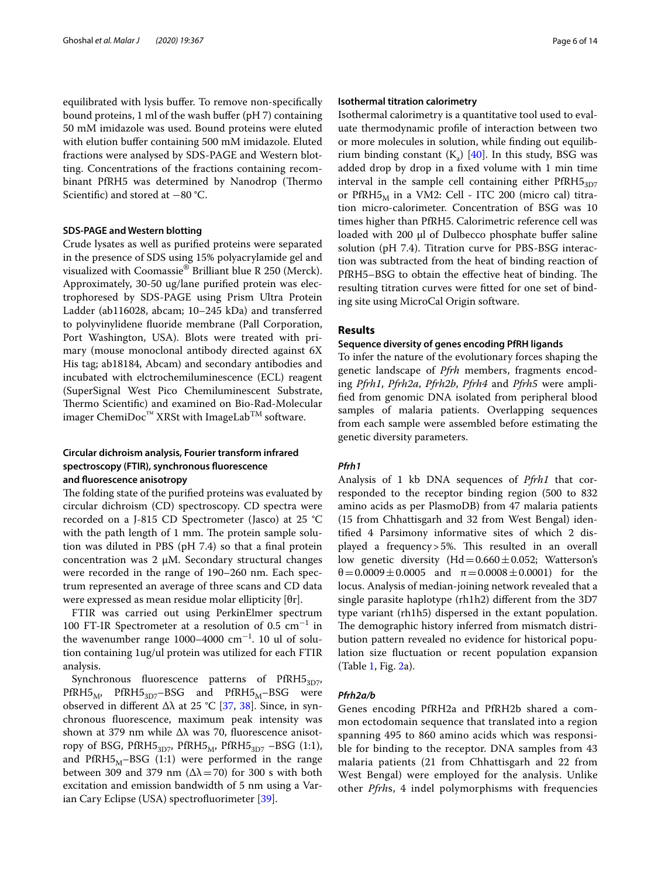equilibrated with lysis buffer. To remove non-specifically bound proteins, 1 ml of the wash buffer (pH 7) containing 50 mM imidazole was used. Bound proteins were eluted with elution buffer containing 500 mM imidazole. Eluted fractions were analysed by SDS-PAGE and Western blotting. Concentrations of the fractions containing recombinant PfRH5 was determined by Nanodrop (Thermo Scientific) and stored at −80 °C.

#### SDS-PAGE and Western blotting

Crude lysates as well as purified proteins were separated in the presence of SDS using 15% polyacrylamide gel and visualized with Coomassie® Brilliant blue R 250 (Merck). Approximately, 30-50 ug/lane purified protein was electrophoresed by SDS-PAGE using Prism Ultra Protein Ladder (ab116028, abcam; 10–245 kDa) and transferred to polyvinylidene fluoride membrane (Pall Corporation, Port Washington, USA). Blots were treated with primary (mouse monoclonal antibody directed against 6X His tag; ab18184, Abcam) and secondary antibodies and incubated with elctrochemiluminescence (ECL) reagent (SuperSignal West Pico Chemiluminescent Substrate, Thermo Scientific) and examined on Bio-Rad-Molecular imager ChemiDoc™ XRSt with ImageLab™ software.

#### Circular dichroism analysis, Fourier transform infrared spectroscopy (FTIR), synchronous fluorescence and fluorescence anisotropy

The folding state of the purified proteins was evaluated by circular dichroism (CD) spectroscopy. CD spectra were recorded on a J-815 CD Spectrometer (Jasco) at 25 °C with the path length of 1 mm. The protein sample solution was diluted in PBS (pH 7.4) so that a final protein concentration was 2 μM. Secondary structural changes were recorded in the range of 190–260 nm. Each spectrum represented an average of three scans and CD data were expressed as mean residue molar ellipticity [θr].

FTIR was carried out using PerkinElmer spectrum 100 FT-IR Spectrometer at a resolution of 0.5 $cm^{-1}$ in the wavenumber range 1000–4000 $cm^{-1}$. 10 ul of solution containing 1ug/ul protein was utilized for each FTIR analysis.

Synchronous fluorescence patterns of $PfRH5_{3D7}$, $PfRH5_M$, $PfRH5_{3D7}$–BSG and $PfRH5_M$–BSG were observed in different $\Delta\lambda$ at 25 °C [37, 38]. Since, in synchronous fluorescence, maximum peak intensity was shown at 379 nm while $\Delta\lambda$ was 70, fluorescence anisotropy of BSG, $PfRH5_{3D7}$, $PfRH5_M$, $PfRH5_{3D7}$ –BSG (1:1), and $PfRH5_M$–BSG (1:1) were performed in the range between 309 and 379 nm ($\Delta\lambda = 70$) for 300 s with both excitation and emission bandwidth of 5 nm using a Varian Cary Eclipse (USA) spectrofluorimeter [39].

#### Isothermal titration calorimetry

Isothermal calorimetry is a quantitative tool used to evaluate thermodynamic profile of interaction between two or more molecules in solution, while finding out equilibrium binding constant ($K_a$) [40]. In this study, BSG was added drop by drop in a fixed volume with 1 min time interval in the sample cell containing either $PfRH5_{3D7}$ or $PfRH5_M$ in a VM2: Cell - ITC 200 (micro cal) titration micro-calorimeter. Concentration of BSG was 10 times higher than PfRH5. Calorimetric reference cell was loaded with 200 µl of Dulbecco phosphate buffer saline solution (pH 7.4). Titration curve for PBS-BSG interaction was subtracted from the heat of binding reaction of PfRH5–BSG to obtain the effective heat of binding. The resulting titration curves were fitted for one set of binding site using MicroCal Origin software.

## Results

#### Sequence diversity of genes encoding PfRH ligands

To infer the nature of the evolutionary forces shaping the genetic landscape of *Pfrh* members, fragments encoding *Pfrh1*, *Pfrh2a*, *Pfrh2b*, *Pfrh4* and *Pfrh5* were amplified from genomic DNA isolated from peripheral blood samples of malaria patients. Overlapping sequences from each sample were assembled before estimating the genetic diversity parameters.

#### *Pfrh1*

Analysis of 1 kb DNA sequences of *Pfrh1* that corresponded to the receptor binding region (500 to 832 amino acids as per PlasmoDB) from 47 malaria patients (15 from Chhattisgarh and 32 from West Bengal) identified 4 Parsimony informative sites of which 2 displayed a frequency > 5%. This resulted in an overall low genetic diversity (Hd = 0.660 ± 0.052; Watterson's θ = 0.0009 ± 0.0005 and π = 0.0008 ± 0.0001) for the locus. Analysis of median-joining network revealed that a single parasite haplotype (rh1h2) different from the 3D7 type variant (rh1h5) dispersed in the extant population. The demographic history inferred from mismatch distribution pattern revealed no evidence for historical population size fluctuation or recent population expansion (Table 1, Fig. 2a).

#### *Pfrh2a/b*

Genes encoding PfRH2a and PfRH2b shared a common ectodomain sequence that translated into a region spanning 495 to 860 amino acids which was responsible for binding to the receptor. DNA samples from 43 malaria patients (21 from Chhattisgarh and 22 from West Bengal) were employed for the analysis. Unlike other *Pfrh*s, 4 indel polymorphisms with frequencies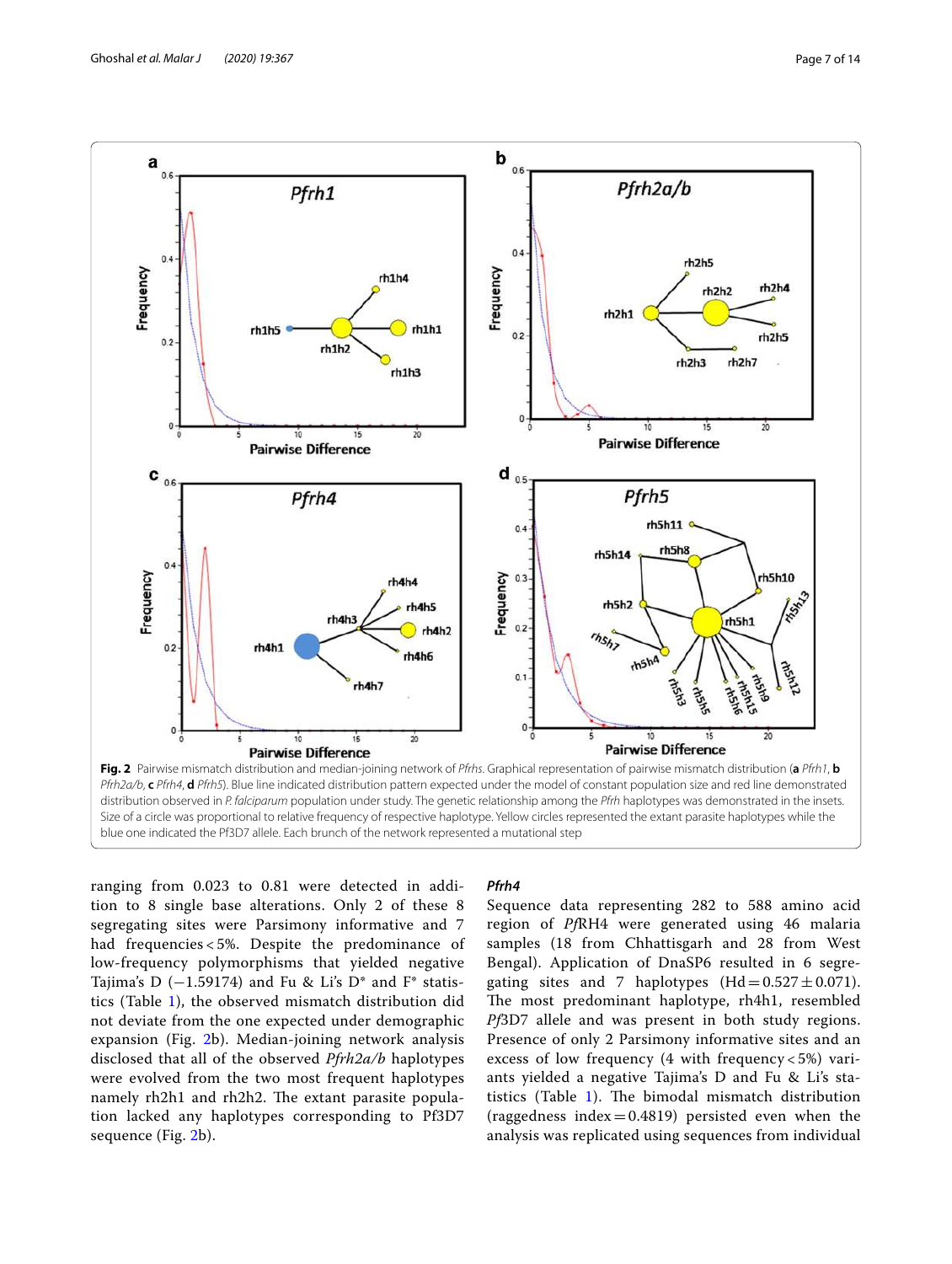**Fig. 2** Pairwise mismatch distribution and median-joining network of *Pfrhs*. Graphical representation of pairwise mismatch distribution (**a** *Pfrh1*, **b** *Pfrh2a/b*, **c** *Pfrh4*, **d** *Pfrh5*). Blue line indicated distribution pattern expected under the model of constant population size and red line demonstrated distribution observed in *P. falciparum* population under study. The genetic relationship among the *Pfrh* haplotypes was demonstrated in the insets. Size of a circle was proportional to relative frequency of respective haplotype. Yellow circles represented the extant parasite haplotypes while the blue one indicated the Pf3D7 allele. Each brunch of the network represented a mutational step

ranging from 0.023 to 0.81 were detected in addition to 8 single base alterations. Only 2 of these 8 segregating sites were Parsimony informative and 7 had frequencies < 5%. Despite the predominance of low-frequency polymorphisms that yielded negative Tajima's D (−1.59174) and Fu & Li's D* and F* statistics (Table 1), the observed mismatch distribution did not deviate from the one expected under demographic expansion (Fig. 2b). Median-joining network analysis disclosed that all of the observed *Pfrh2a/b* haplotypes were evolved from the two most frequent haplotypes namely rh2h1 and rh2h2. The extant parasite population lacked any haplotypes corresponding to Pf3D7 sequence (Fig. 2b).

### *Pfrh4*

Sequence data representing 282 to 588 amino acid region of *Pf*RH4 were generated using 46 malaria samples (18 from Chhattisgarh and 28 from West Bengal). Application of DnaSP6 resulted in 6 segregating sites and 7 haplotypes (Hd = 0.527 ± 0.071). The most predominant haplotype, rh4h1, resembled *Pf*3D7 allele and was present in both study regions. Presence of only 2 Parsimony informative sites and an excess of low frequency (4 with frequency < 5%) variants yielded a negative Tajima's D and Fu & Li's statistics (Table 1). The bimodal mismatch distribution (raggedness index = 0.4819) persisted even when the analysis was replicated using sequences from individual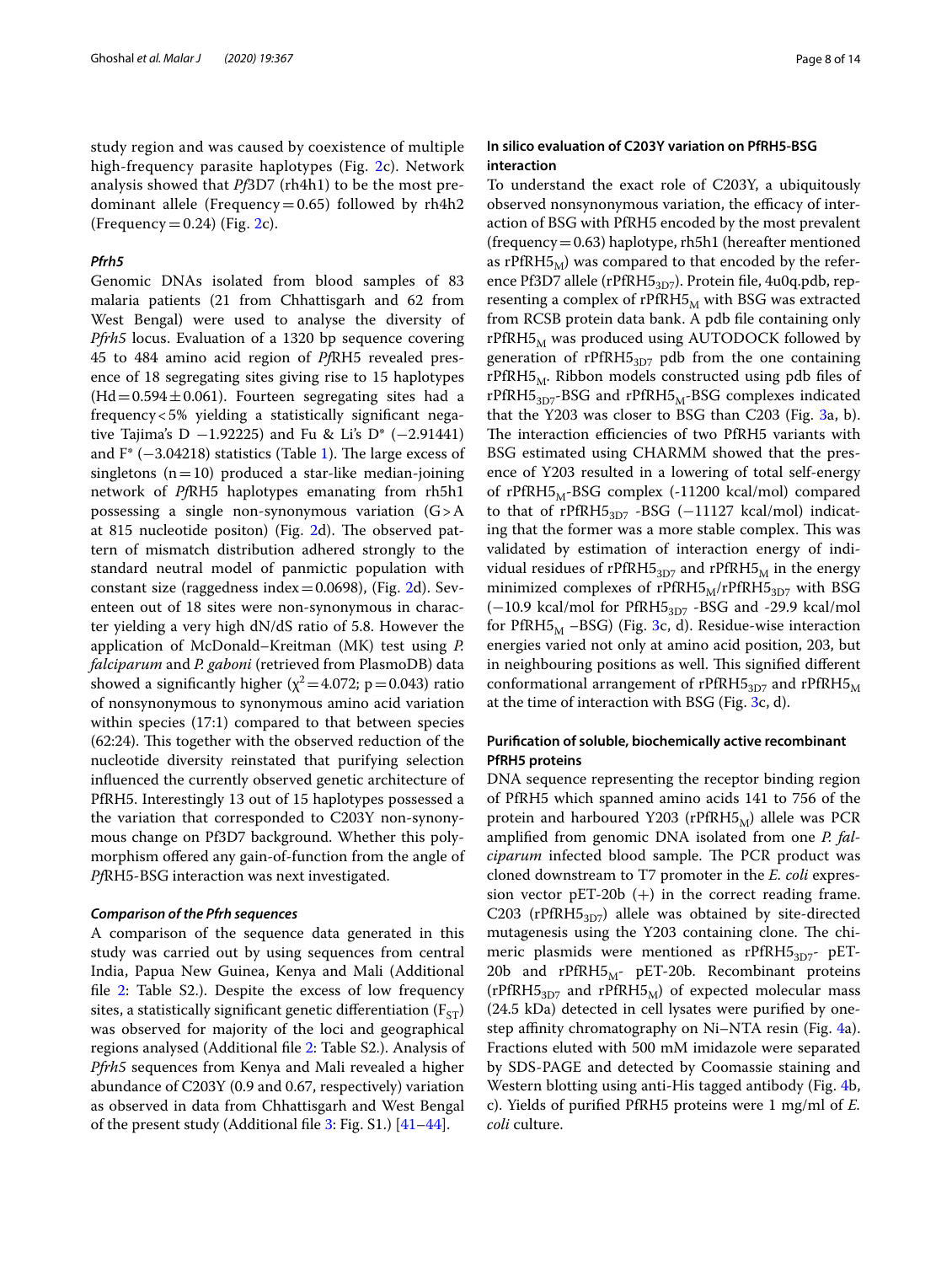study region and was caused by coexistence of multiple high-frequency parasite haplotypes (Fig. 2c). Network analysis showed that *Pf*3D7 (rh4h1) to be the most predominant allele (Frequency = 0.65) followed by rh4h2 (Frequency = 0.24) (Fig. 2c).

#### *Pfrh5*

Genomic DNAs isolated from blood samples of 83 malaria patients (21 from Chhattisgarh and 62 from West Bengal) were used to analyse the diversity of *Pfrh5* locus. Evaluation of a 1320 bp sequence covering 45 to 484 amino acid region of *Pf*RH5 revealed presence of 18 segregating sites giving rise to 15 haplotypes (Hd = 0.594 ± 0.061). Fourteen segregating sites had a frequency < 5% yielding a statistically significant negative Tajima's D −1.92225) and Fu & Li's D* (−2.91441) and F* (−3.04218) statistics (Table 1). The large excess of singletons (n = 10) produced a star-like median-joining network of *Pf*RH5 haplotypes emanating from rh5h1 possessing a single non-synonymous variation (G > A at 815 nucleotide positon) (Fig. 2d). The observed pattern of mismatch distribution adhered strongly to the standard neutral model of panmictic population with constant size (raggedness index = 0.0698), (Fig. 2d). Seventeen out of 18 sites were non-synonymous in character yielding a very high dN/dS ratio of 5.8. However the application of McDonald–Kreitman (MK) test using *P. falciparum* and *P. gaboni* (retrieved from PlasmoDB) data showed a significantly higher ($\chi^2 = 4.072$; p = 0.043) ratio of nonsynonymous to synonymous amino acid variation within species (17:1) compared to that between species (62:24). This together with the observed reduction of the nucleotide diversity reinstated that purifying selection influenced the currently observed genetic architecture of PfRH5. Interestingly 13 out of 15 haplotypes possessed a the variation that corresponded to C203Y non-synonymous change on Pf3D7 background. Whether this polymorphism offered any gain-of-function from the angle of *Pf*RH5-BSG interaction was next investigated.

#### *Comparison of the Pfrh sequences*

A comparison of the sequence data generated in this study was carried out by using sequences from central India, Papua New Guinea, Kenya and Mali (Additional file 2: Table S2.). Despite the excess of low frequency sites, a statistically significant genetic differentiation ($F_{ST}$) was observed for majority of the loci and geographical regions analysed (Additional file 2: Table S2.). Analysis of *Pfrh5* sequences from Kenya and Mali revealed a higher abundance of C203Y (0.9 and 0.67, respectively) variation as observed in data from Chhattisgarh and West Bengal of the present study (Additional file 3: Fig. S1.) [41–44].

### In silico evaluation of C203Y variation on PfRH5-BSG interaction

To understand the exact role of C203Y, a ubiquitously observed nonsynonymous variation, the efficacy of interaction of BSG with PfRH5 encoded by the most prevalent (frequency = 0.63) haplotype, rh5h1 (hereafter mentioned as $rPfRH5_M$) was compared to that encoded by the reference Pf3D7 allele ($rPfRH5_{3D7}$). Protein file, 4u0q.pdb, representing a complex of $rPfRH5_M$ with BSG was extracted from RCSB protein data bank. A pdb file containing only $rPfRH5_M$ was produced using AUTODOCK followed by generation of $rPfRH5_{3D7}$ pdb from the one containing $rPfRH5_M$. Ribbon models constructed using pdb files of $rPfRH5_{3D7}$-BSG and $rPfRH5_M$-BSG complexes indicated that the Y203 was closer to BSG than C203 (Fig. 3a, b). The interaction efficiencies of two PfRH5 variants with BSG estimated using CHARMM showed that the presence of Y203 resulted in a lowering of total self-energy of $rPfRH5_M$-BSG complex (-11200 kcal/mol) compared to that of $rPfRH5_{3D7}$ -BSG (−11127 kcal/mol) indicating that the former was a more stable complex. This was validated by estimation of interaction energy of individual residues of $rPfRH5_{3D7}$ and $rPfRH5_M$ in the energy minimized complexes of $rPfRH5_M$/$rPfRH5_{3D7}$ with BSG (−10.9 kcal/mol for $PfRH5_{3D7}$ -BSG and -29.9 kcal/mol for $PfRH5_M$ –BSG) (Fig. 3c, d). Residue-wise interaction energies varied not only at amino acid position, 203, but in neighbouring positions as well. This signified different conformational arrangement of $rPfRH5_{3D7}$ and $rPfRH5_M$ at the time of interaction with BSG (Fig. 3c, d).

### Purification of soluble, biochemically active recombinant PfRH5 proteins

DNA sequence representing the receptor binding region of PfRH5 which spanned amino acids 141 to 756 of the protein and harboured Y203 ($rPfRH5_M$) allele was PCR amplified from genomic DNA isolated from one *P. falciparum* infected blood sample. The PCR product was cloned downstream to T7 promoter in the *E. coli* expression vector pET-20b (+) in the correct reading frame. C203 ($rPfRH5_{3D7}$) allele was obtained by site-directed mutagenesis using the Y203 containing clone. The chimeric plasmids were mentioned as $rPfRH5_{3D7}$- pET-20b and $rPfRH5_M$- pET-20b. Recombinant proteins ($rPfRH5_{3D7}$ and $rPfRH5_M$) of expected molecular mass (24.5 kDa) detected in cell lysates were purified by one-step affinity chromatography on Ni–NTA resin (Fig. 4a). Fractions eluted with 500 mM imidazole were separated by SDS-PAGE and detected by Coomassie staining and Western blotting using anti-His tagged antibody (Fig. 4b, c). Yields of purified PfRH5 proteins were 1 mg/ml of *E. coli* culture.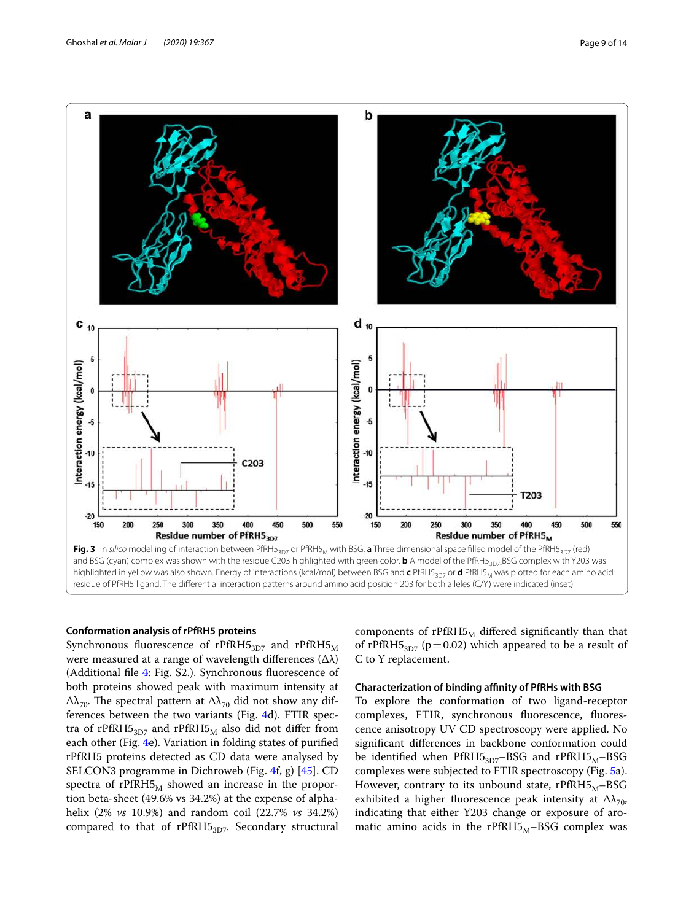**Fig. 3** In *silico* modelling of interaction between $PfRH5_{3D7}$ or $PfRH5_M$ with BSG. **a** Three dimensional space filled model of the $PfRH5_{3D7}$ (red) and BSG (cyan) complex was shown with the residue C203 highlighted with green color. **b** A model of the $PfRH5_{3D7}$-BSG complex with Y203 was highlighted in yellow was also shown. Energy of interactions (kcal/mol) between BSG and **c** $PfRH5_{3D7}$ or **d** $PfRH5_M$ was plotted for each amino acid residue of PfRH5 ligand. The differential interaction patterns around amino acid position 203 for both alleles (C/Y) were indicated (inset)

#### Conformation analysis of rPfRH5 proteins

Synchronous fluorescence of $rPfRH5_{3D7}$ and $rPfRH5_M$ were measured at a range of wavelength differences ($\Delta\lambda$) (Additional file 4: Fig. S2.). Synchronous fluorescence of both proteins showed peak with maximum intensity at $\Delta\lambda_{70}$. The spectral pattern at $\Delta\lambda_{70}$ did not show any differences between the two variants (Fig. 4d). FTIR spectra of $rPfRH5_{3D7}$ and $rPfRH5_M$ also did not differ from each other (Fig. 4e). Variation in folding states of purified rPfRH5 proteins detected as CD data were analysed by SELCON3 programme in Dichroweb (Fig. 4f, g) [45]. CD spectra of $rPfRH5_M$ showed an increase in the proportion beta-sheet (49.6% vs 34.2%) at the expense of alpha-helix (2% *vs* 10.9%) and random coil (22.7% *vs* 34.2%) compared to that of $rPfRH5_{3D7}$. Secondary structural components of $rPfRH5_M$ differed significantly than that of $rPfRH5_{3D7}$ ($p = 0.02$) which appeared to be a result of C to Y replacement.

#### Characterization of binding affinity of PfRHs with BSG

To explore the conformation of two ligand-receptor complexes, FTIR, synchronous fluorescence, fluorescence anisotropy UV CD spectroscopy were applied. No significant differences in backbone conformation could be identified when $PfRH5_{3D7}$–BSG and $rPfRH5_M$–BSG complexes were subjected to FTIR spectroscopy (Fig. 5a). However, contrary to its unbound state, $rPfRH5_M$–BSG exhibited a higher fluorescence peak intensity at $\Delta\lambda_{70}$, indicating that either Y203 change or exposure of aromatic amino acids in the $rPfRH5_M$–BSG complex was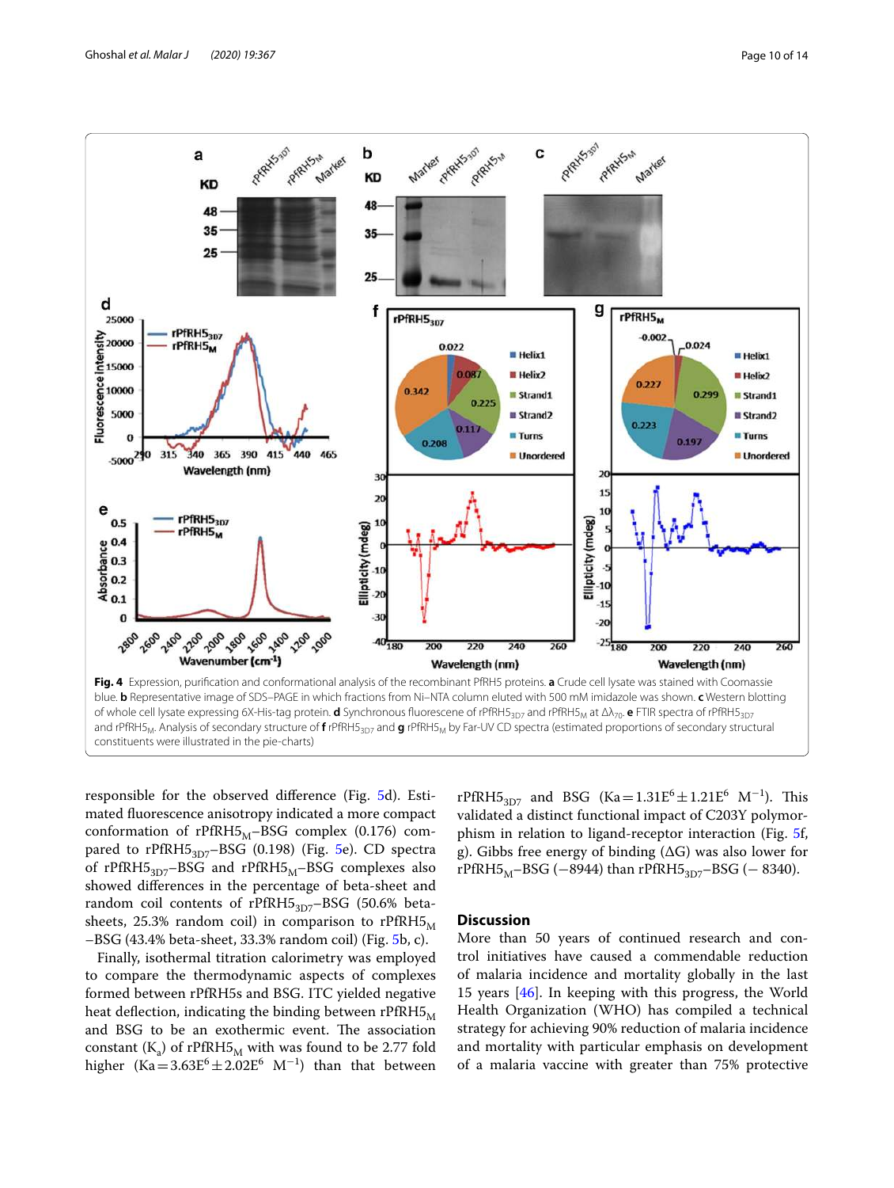**Fig. 4** Expression, purification and conformational analysis of the recombinant PfRH5 proteins. **a** Crude cell lysate was stained with Coomassie blue. **b** Representative image of SDS–PAGE in which fractions from Ni–NTA column eluted with 500 mM imidazole was shown. **c** Western blotting of whole cell lysate expressing 6X-His-tag protein. **d** Synchronous fluorescene of rPfRH5$_{3D7}$ and rPfRH5$_{M}$ at $\Delta\lambda_{70}$. **e** FTIR spectra of rPfRH5$_{3D7}$ and rPfRH5$_{M}$. Analysis of secondary structure of **f** rPfRH5$_{3D7}$ and **g** rPfRH5$_{M}$ by Far-UV CD spectra (estimated proportions of secondary structural constituents were illustrated in the pie-charts)

responsible for the observed difference (Fig. 5d). Estimated fluorescence anisotropy indicated a more compact conformation of rPfRH5$_{M}$–BSG complex (0.176) compared to rPfRH5$_{3D7}$–BSG (0.198) (Fig. 5e). CD spectra of rPfRH5$_{3D7}$–BSG and rPfRH5$_{M}$–BSG complexes also showed differences in the percentage of beta-sheet and random coil contents of rPfRH5$_{3D7}$–BSG (50.6% beta-sheets, 25.3% random coil) in comparison to rPfRH5$_{M}$–BSG (43.4% beta-sheet, 33.3% random coil) (Fig. 5b, c).

Finally, isothermal titration calorimetry was employed to compare the thermodynamic aspects of complexes formed between rPfRH5s and BSG. ITC yielded negative heat deflection, indicating the binding between rPfRH5$_{M}$ and BSG to be an exothermic event. The association constant ($K_a$) of rPfRH5$_{M}$ with was found to be 2.77 fold higher ($Ka = 3.63E^{6} \pm 2.02E^{6}$ $M^{-1}$) than that between rPfRH5$_{3D7}$ and BSG ($Ka = 1.31E^{6} \pm 1.21E^{6}$ $M^{-1}$). This validated a distinct functional impact of C203Y polymorphism in relation to ligand-receptor interaction (Fig. 5f, g). Gibbs free energy of binding ($\Delta G$) was also lower for rPfRH5$_{M}$–BSG (−8944) than rPfRH5$_{3D7}$–BSG (− 8340).

## Discussion

More than 50 years of continued research and control initiatives have caused a commendable reduction of malaria incidence and mortality globally in the last 15 years [46]. In keeping with this progress, the World Health Organization (WHO) has compiled a technical strategy for achieving 90% reduction of malaria incidence and mortality with particular emphasis on development of a malaria vaccine with greater than 75% protective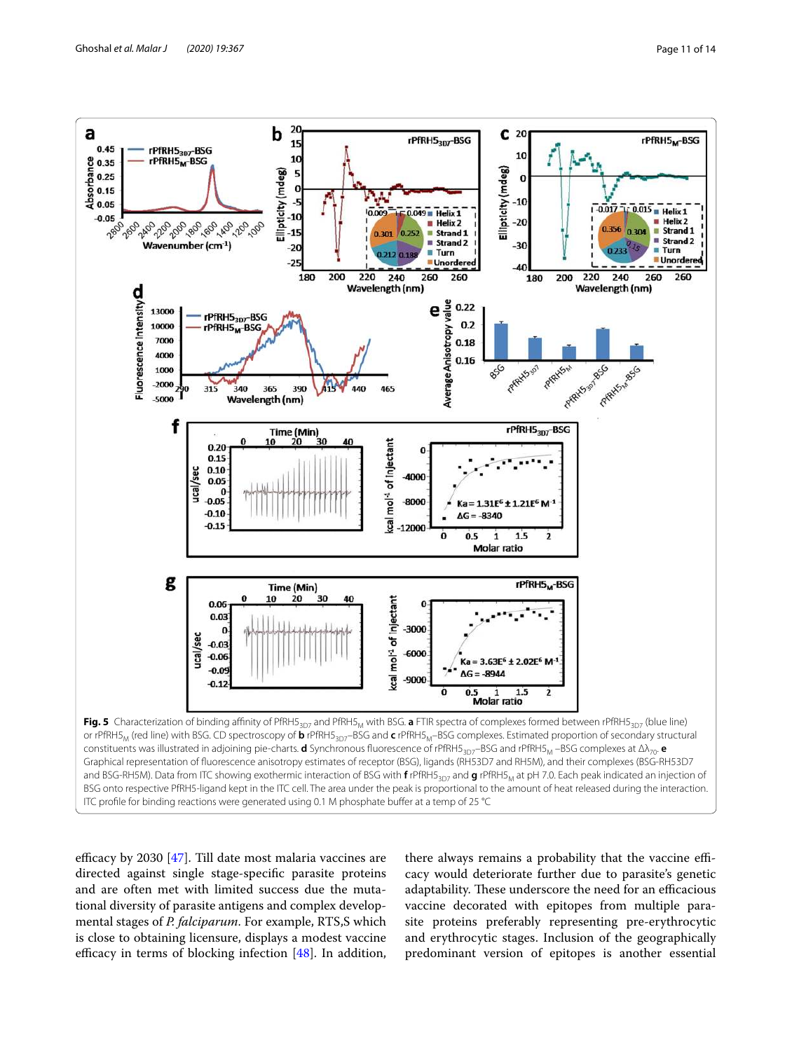**Fig. 5** Characterization of binding affinity of PfRH5$_{3D7}$ and PfRH5$_{M}$ with BSG. **a** FTIR spectra of complexes formed between rPfRH5$_{3D7}$ (blue line) or rPfRH5$_{M}$ (red line) with BSG. CD spectroscopy of **b** rPfRH5$_{3D7}$–BSG and **c** rPfRH5$_{M}$–BSG complexes. Estimated proportion of secondary structural constituents was illustrated in adjoining pie-charts. **d** Synchronous fluorescence of rPfRH5$_{3D7}$–BSG and rPfRH5$_{M}$ –BSG complexes at $\Delta\lambda_{70}$. **e** Graphical representation of fluorescence anisotropy estimates of receptor (BSG), ligands (RH53D7 and RH5M), and their complexes (BSG-RH53D7 and BSG-RH5M). Data from ITC showing exothermic interaction of BSG with **f** rPfRH5$_{3D7}$ and **g** rPfRH5$_{M}$ at pH 7.0. Each peak indicated an injection of BSG onto respective PfRH5-ligand kept in the ITC cell. The area under the peak is proportional to the amount of heat released during the interaction. ITC profile for binding reactions were generated using 0.1 M phosphate buffer at a temp of 25 °C

efficacy by 2030 [47]. Till date most malaria vaccines are directed against single stage-specific parasite proteins and are often met with limited success due the mutational diversity of parasite antigens and complex developmental stages of *P. falciparum*. For example, RTS,S which is close to obtaining licensure, displays a modest vaccine efficacy in terms of blocking infection [48]. In addition, there always remains a probability that the vaccine efficacy would deteriorate further due to parasite's genetic adaptability. These underscore the need for an efficacious vaccine decorated with epitopes from multiple parasite proteins preferably representing pre-erythrocytic and erythrocytic stages. Inclusion of the geographically predominant version of epitopes is another essential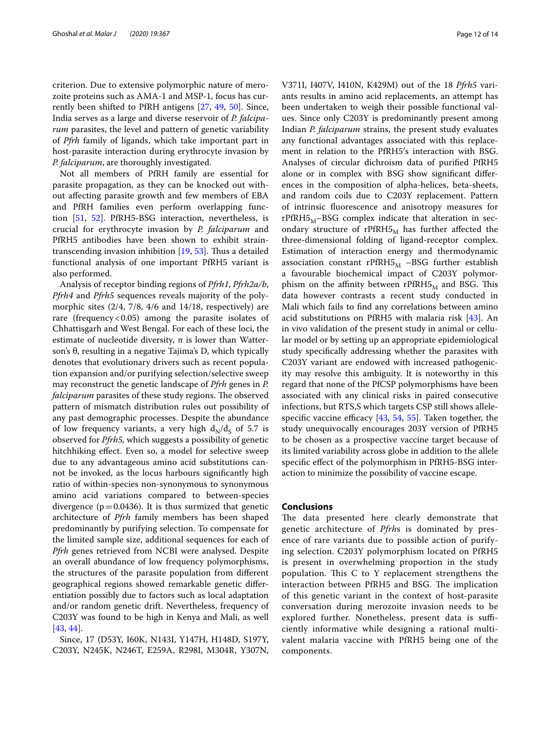criterion. Due to extensive polymorphic nature of merozoite proteins such as AMA-1 and MSP-1, focus has currently been shifted to PfRH antigens [27, 49, 50]. Since, India serves as a large and diverse reservoir of *P. falciparum* parasites, the level and pattern of genetic variability of *Pfrh* family of ligands, which take important part in host-parasite interaction during erythrocyte invasion by *P. falciparum*, are thoroughly investigated.

Not all members of PfRH family are essential for parasite propagation, as they can be knocked out without affecting parasite growth and few members of EBA and PfRH families even perform overlapping function [51, 52]. PfRH5-BSG interaction, nevertheless, is crucial for erythrocyte invasion by *P. falciparum* and PfRH5 antibodies have been shown to exhibit strain-transcending invasion inhibition [19, 53]. Thus a detailed functional analysis of one important PfRH5 variant is also performed.

Analysis of receptor binding regions of *Pfrh1*, *Pfrh2a/b*, *Pfrh4* and *Pfrh5* sequences reveals majority of the polymorphic sites (2/4, 7/8, 4/6 and 14/18, respectively) are rare (frequency $< 0.05$) among the parasite isolates of Chhattisgarh and West Bengal. For each of these loci, the estimate of nucleotide diversity, π is lower than Watterson's θ, resulting in a negative Tajima's D, which typically denotes that evolutionary drivers such as recent population expansion and/or purifying selection/selective sweep may reconstruct the genetic landscape of *Pfrh* genes in *P. falciparum* parasites of these study regions. The observed pattern of mismatch distribution rules out possibility of any past demographic processes. Despite the abundance of low frequency variants, a very high $d_N/d_S$ of 5.7 is observed for *Pfrh5,* which suggests a possibility of genetic hitchhiking effect. Even so, a model for selective sweep due to any advantageous amino acid substitutions cannot be invoked, as the locus harbours significantly high ratio of within-species non-synonymous to synonymous amino acid variations compared to between-species divergence ($p = 0.0436$). It is thus surmized that genetic architecture of *Pfrh* family members has been shaped predominantly by purifying selection. To compensate for the limited sample size, additional sequences for each of *Pfrh* genes retrieved from NCBI were analysed. Despite an overall abundance of low frequency polymorphisms, the structures of the parasite population from different geographical regions showed remarkable genetic differentiation possibly due to factors such as local adaptation and/or random genetic drift. Nevertheless, frequency of C203Y was found to be high in Kenya and Mali, as well [43, 44].

Since, 17 (D53Y, I60K, N143I, Y147H, H148D, S197Y, C203Y, N245K, N246T, E259A, R298I, M304R, Y307N, V371I, I407V, I410N, K429M) out of the 18 *Pfrh5* variants results in amino acid replacements, an attempt has been undertaken to weigh their possible functional values. Since only C203Y is predominantly present among Indian *P. falciparum* strains, the present study evaluates any functional advantages associated with this replacement in relation to the PfRH5′s interaction with BSG. Analyses of circular dichroism data of purified PfRH5 alone or in complex with BSG show significant differences in the composition of alpha-helices, beta-sheets, and random coils due to C203Y replacement. Pattern of intrinsic fluorescence and anisotropy measures for $rPfRH5_M$–BSG complex indicate that alteration in secondary structure of $rPfRH5_M$ has further affected the three-dimensional folding of ligand-receptor complex. Estimation of interaction energy and thermodynamic association constant $rPfRH5_M$ –BSG further establish a favourable biochemical impact of C203Y polymorphism on the affinity between $rPfRH5_M$ and BSG. This data however contrasts a recent study conducted in Mali which fails to find any correlations between amino acid substitutions on PfRH5 with malaria risk [43]. An in vivo validation of the present study in animal or cellular model or by setting up an appropriate epidemiological study specifically addressing whether the parasites with C203Y variant are endowed with increased pathogenicity may resolve this ambiguity. It is noteworthy in this regard that none of the PfCSP polymorphisms have been associated with any clinical risks in paired consecutive infections, but RTS,S which targets CSP still shows allele-specific vaccine efficacy [43, 54, 55]. Taken together, the study unequivocally encourages 203Y version of PfRH5 to be chosen as a prospective vaccine target because of its limited variability across globe in addition to the allele specific effect of the polymorphism in PfRH5-BSG interaction to minimize the possibility of vaccine escape.

## Conclusions

The data presented here clearly demonstrate that genetic architecture of *Pfrh*s is dominated by presence of rare variants due to possible action of purifying selection. C203Y polymorphism located on PfRH5 is present in overwhelming proportion in the study population. This C to Y replacement strengthens the interaction between PfRH5 and BSG. The implication of this genetic variant in the context of host-parasite conversation during merozoite invasion needs to be explored further. Nonetheless, present data is sufficiently informative while designing a rational multivalent malaria vaccine with PfRH5 being one of the components.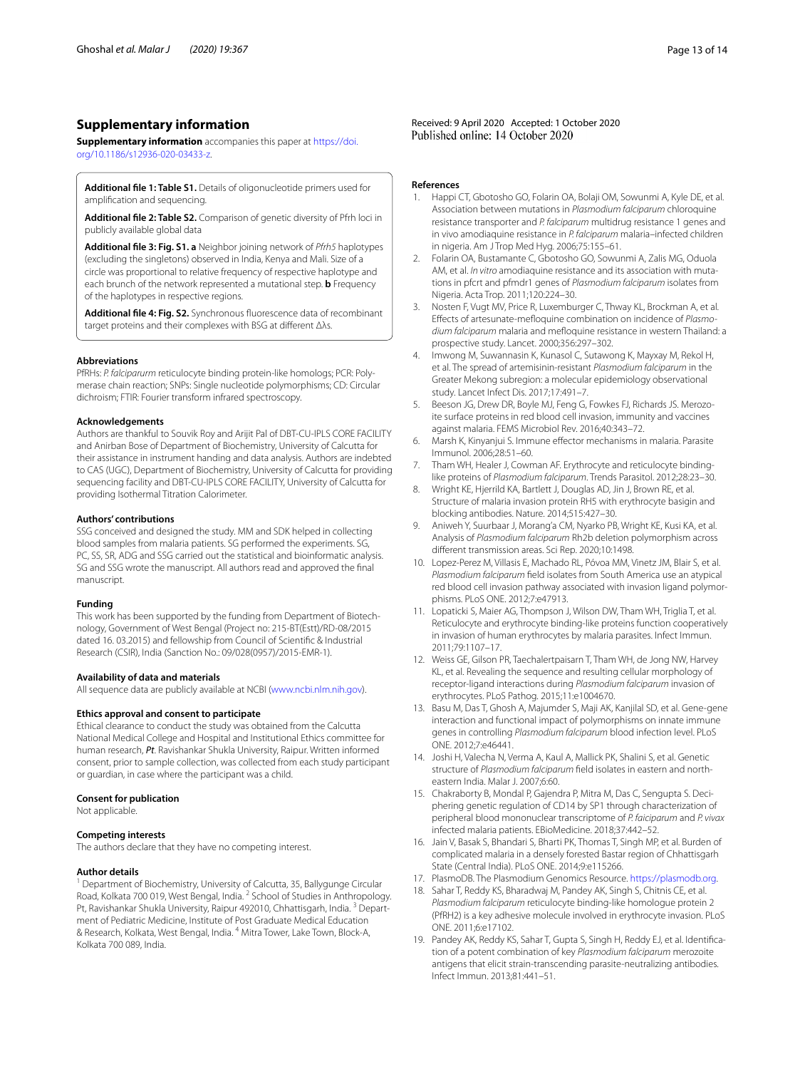## Supplementary information

**Supplementary information** accompanies this paper at https://doi.org/10.1186/s12936-020-03433-z.

**Additional file 1: Table S1.** Details of oligonucleotide primers used for amplification and sequencing.

**Additional file 2: Table S2.** Comparison of genetic diversity of Pfrh loci in publicly available global data

**Additional file 3: Fig. S1. a** Neighbor joining network of *Pfrh5* haplotypes (excluding the singletons) observed in India, Kenya and Mali. Size of a circle was proportional to relative frequency of respective haplotype and each brunch of the network represented a mutational step. **b** Frequency of the haplotypes in respective regions.

**Additional file 4: Fig. S2.** Synchronous fluorescence data of recombinant target proteins and their complexes with BSG at different Δλs.

### Abbreviations

PfRHs: *P. falciparurm* reticulocyte binding protein-like homologs; PCR: Polymerase chain reaction; SNPs: Single nucleotide polymorphisms; CD: Circular dichroism; FTIR: Fourier transform infrared spectroscopy.

### Acknowledgements

Authors are thankful to Souvik Roy and Arijit Pal of DBT-CU-IPLS CORE FACILITY and Anirban Bose of Department of Biochemistry, University of Calcutta for their assistance in instrument handing and data analysis. Authors are indebted to CAS (UGC), Department of Biochemistry, University of Calcutta for providing sequencing facility and DBT-CU-IPLS CORE FACILITY, University of Calcutta for providing Isothermal Titration Calorimeter.

### Authors' contributions

SSG conceived and designed the study. MM and SDK helped in collecting blood samples from malaria patients. SG performed the experiments. SG, PC, SS, SR, ADG and SSG carried out the statistical and bioinformatic analysis. SG and SSG wrote the manuscript. All authors read and approved the final manuscript.

### Funding

This work has been supported by the funding from Department of Biotechnology, Government of West Bengal (Project no: 215-BT(Estt)/RD-08/2015 dated 16. 03.2015) and fellowship from Council of Scientific & Industrial Research (CSIR), India (Sanction No.: 09/028(0957)/2015-EMR-1).

### Availability of data and materials

All sequence data are publicly available at NCBI (www.ncbi.nlm.nih.gov).

### Ethics approval and consent to participate

Ethical clearance to conduct the study was obtained from the Calcutta National Medical College and Hospital and Institutional Ethics committee for human research, ***Pt***. Ravishankar Shukla University, Raipur. Written informed consent, prior to sample collection, was collected from each study participant or guardian, in case where the participant was a child.

### Consent for publication

Not applicable.

### Competing interests

The authors declare that they have no competing interest.

### Author details

[1] Department of Biochemistry, University of Calcutta, 35, Ballygunge Circular Road, Kolkata 700 019, West Bengal, India. [2] School of Studies in Anthropology. Pt, Ravishankar Shukla University, Raipur 492010, Chhattisgarh, India. [3] Department of Pediatric Medicine, Institute of Post Graduate Medical Education & Research, Kolkata, West Bengal, India. [4] Mitra Tower, Lake Town, Block-A, Kolkata 700 089, India.

Received: 9 April 2020 Accepted: 1 October 2020
Published online: 14 October 2020

### References

1. Happi CT, Gbotosho GO, Folarin OA, Bolaji OM, Sowunmi A, Kyle DE, et al. Association between mutations in *Plasmodium falciparum* chloroquine resistance transporter and *P. falciparum* multidrug resistance 1 genes and in vivo amodiaquine resistance in *P. falciparum* malaria–infected children in nigeria. Am J Trop Med Hyg. 2006;75:155–61.
2. Folarin OA, Bustamante C, Gbotosho GO, Sowunmi A, Zalis MG, Oduola AM, et al. *In vitro* amodiaquine resistance and its association with mutations in pfcrt and pfmdr1 genes of *Plasmodium falciparum* isolates from Nigeria. Acta Trop. 2011;120:224–30.
3. Nosten F, Vugt MV, Price R, Luxemburger C, Thway KL, Brockman A, et al. Effects of artesunate-mefloquine combination on incidence of *Plasmodium falciparum* malaria and mefloquine resistance in western Thailand: a prospective study. Lancet. 2000;356:297–302.
4. Imwong M, Suwannasin K, Kunasol C, Sutawong K, Mayxay M, Rekol H, et al. The spread of artemisinin-resistant *Plasmodium falciparum* in the Greater Mekong subregion: a molecular epidemiology observational study. Lancet Infect Dis. 2017;17:491–7.
5. Beeson JG, Drew DR, Boyle MJ, Feng G, Fowkes FJ, Richards JS. Merozoite surface proteins in red blood cell invasion, immunity and vaccines against malaria. FEMS Microbiol Rev. 2016;40:343–72.
6. Marsh K, Kinyanjui S. Immune effector mechanisms in malaria. Parasite Immunol. 2006;28:51–60.
7. Tham WH, Healer J, Cowman AF. Erythrocyte and reticulocyte binding-like proteins of *Plasmodium falciparum*. Trends Parasitol. 2012;28:23–30.
8. Wright KE, Hjerrild KA, Bartlett J, Douglas AD, Jin J, Brown RE, et al. Structure of malaria invasion protein RH5 with erythrocyte basigin and blocking antibodies. Nature. 2014;515:427–30.
9. Aniweh Y, Suurbaar J, Morang'a CM, Nyarko PB, Wright KE, Kusi KA, et al. Analysis of *Plasmodium falciparum* Rh2b deletion polymorphism across different transmission areas. Sci Rep. 2020;10:1498.
10. Lopez-Perez M, Villasis E, Machado RL, Póvoa MM, Vinetz JM, Blair S, et al. *Plasmodium falciparum* field isolates from South America use an atypical red blood cell invasion pathway associated with invasion ligand polymorphisms. PLoS ONE. 2012;7:e47913.
11. Lopaticki S, Maier AG, Thompson J, Wilson DW, Tham WH, Triglia T, et al. Reticulocyte and erythrocyte binding-like proteins function cooperatively in invasion of human erythrocytes by malaria parasites. Infect Immun. 2011;79:1107–17.
12. Weiss GE, Gilson PR, Taechalertpaisarn T, Tham WH, de Jong NW, Harvey KL, et al. Revealing the sequence and resulting cellular morphology of receptor-ligand interactions during *Plasmodium falciparum* invasion of erythrocytes. PLoS Pathog. 2015;11:e1004670.
13. Basu M, Das T, Ghosh A, Majumder S, Maji AK, Kanjilal SD, et al. Gene-gene interaction and functional impact of polymorphisms on innate immune genes in controlling *Plasmodium falciparum* blood infection level. PLoS ONE. 2012;7:e46441.
14. Joshi H, Valecha N, Verma A, Kaul A, Mallick PK, Shalini S, et al. Genetic structure of *Plasmodium falciparum* field isolates in eastern and northeastern India. Malar J. 2007;6:60.
15. Chakraborty B, Mondal P, Gajendra P, Mitra M, Das C, Sengupta S. Deciphering genetic regulation of CD14 by SP1 through characterization of peripheral blood mononuclear transcriptome of *P. faiciparum* and *P. vivax* infected malaria patients. EBioMedicine. 2018;37:442–52.
16. Jain V, Basak S, Bhandari S, Bharti PK, Thomas T, Singh MP, et al. Burden of complicated malaria in a densely forested Bastar region of Chhattisgarh State (Central India). PLoS ONE. 2014;9:e115266.
17. PlasmoDB. The Plasmodium Genomics Resource. https://plasmodb.org.
18. Sahar T, Reddy KS, Bharadwaj M, Pandey AK, Singh S, Chitnis CE, et al. *Plasmodium falciparum* reticulocyte binding-like homologue protein 2 (PfRH2) is a key adhesive molecule involved in erythrocyte invasion. PLoS ONE. 2011;6:e17102.
19. Pandey AK, Reddy KS, Sahar T, Gupta S, Singh H, Reddy EJ, et al. Identification of a potent combination of key *Plasmodium falciparum* merozoite antigens that elicit strain-transcending parasite-neutralizing antibodies. Infect Immun. 2013;81:441–51.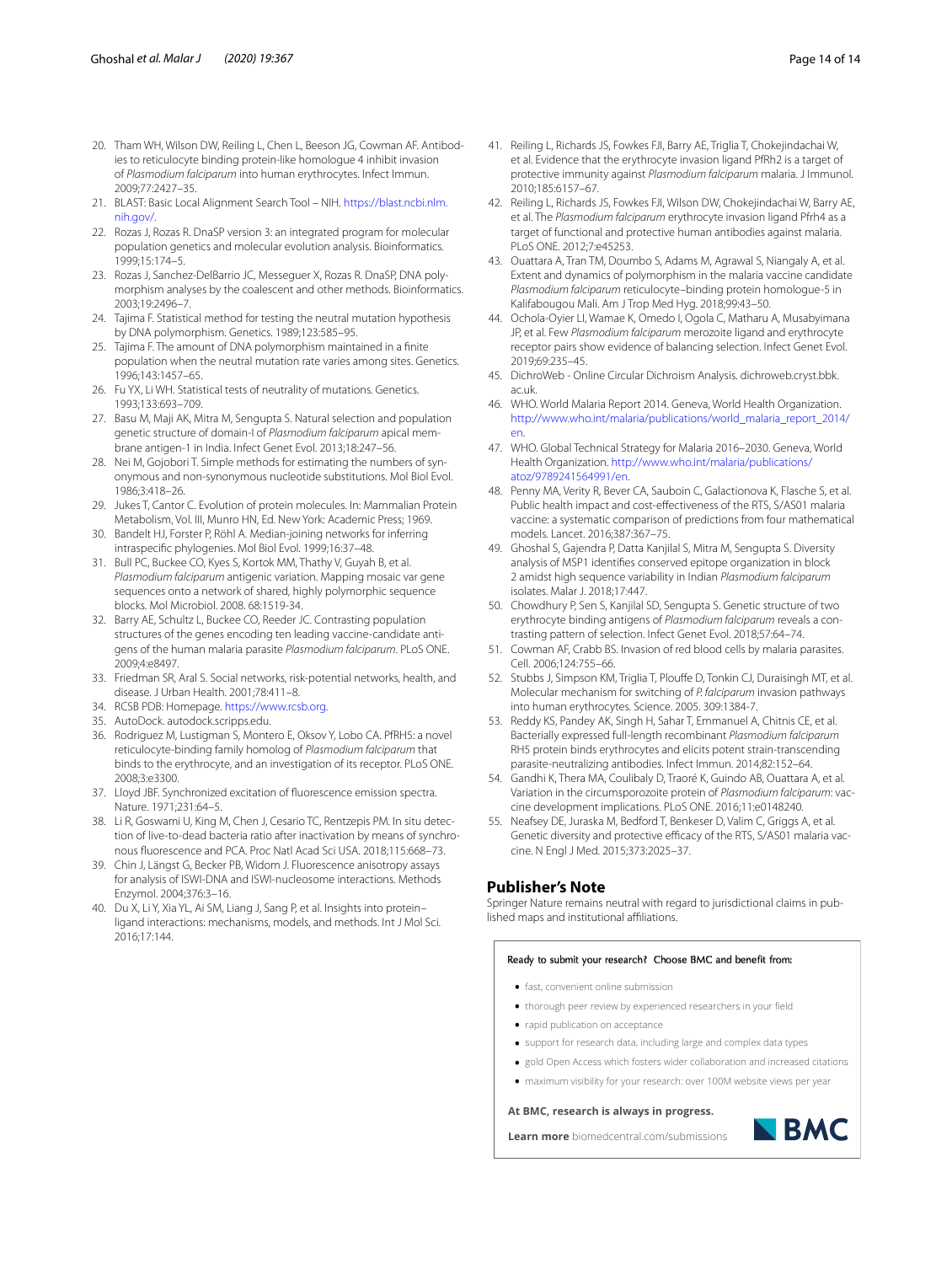20. Tham WH, Wilson DW, Reiling L, Chen L, Beeson JG, Cowman AF. Antibodies to reticulocyte binding protein-like homologue 4 inhibit invasion of *Plasmodium falciparum* into human erythrocytes. Infect Immun. 2009;77:2427–35.
21. BLAST: Basic Local Alignment Search Tool – NIH. https://blast.ncbi.nlm.nih.gov/.
22. Rozas J, Rozas R. DnaSP version 3: an integrated program for molecular population genetics and molecular evolution analysis. Bioinformatics. 1999;15:174–5.
23. Rozas J, Sanchez-DelBarrio JC, Messeguer X, Rozas R. DnaSP, DNA polymorphism analyses by the coalescent and other methods. Bioinformatics. 2003;19:2496–7.
24. Tajima F. Statistical method for testing the neutral mutation hypothesis by DNA polymorphism. Genetics. 1989;123:585–95.
25. Tajima F. The amount of DNA polymorphism maintained in a finite population when the neutral mutation rate varies among sites. Genetics. 1996;143:1457–65.
26. Fu YX, Li WH. Statistical tests of neutrality of mutations. Genetics. 1993;133:693–709.
27. Basu M, Maji AK, Mitra M, Sengupta S. Natural selection and population genetic structure of domain-I of *Plasmodium falciparum* apical membrane antigen-1 in India. Infect Genet Evol. 2013;18:247–56.
28. Nei M, Gojobori T. Simple methods for estimating the numbers of synonymous and non-synonymous nucleotide substitutions. Mol Biol Evol. 1986;3:418–26.
29. Jukes T, Cantor C. Evolution of protein molecules. In: Mammalian Protein Metabolism, Vol. III, Munro HN, Ed. New York: Academic Press; 1969.
30. Bandelt HJ, Forster P, Röhl A. Median-joining networks for inferring intraspecific phylogenies. Mol Biol Evol. 1999;16:37–48.
31. Bull PC, Buckee CO, Kyes S, Kortok MM, Thathy V, Guyah B, et al. *Plasmodium falciparum* antigenic variation. Mapping mosaic var gene sequences onto a network of shared, highly polymorphic sequence blocks. Mol Microbiol. 2008. 68:1519-34.
32. Barry AE, Schultz L, Buckee CO, Reeder JC. Contrasting population structures of the genes encoding ten leading vaccine-candidate antigens of the human malaria parasite *Plasmodium falciparum*. PLoS ONE. 2009;4:e8497.
33. Friedman SR, Aral S. Social networks, risk-potential networks, health, and disease. J Urban Health. 2001;78:411–8.
34. RCSB PDB: Homepage. https://www.rcsb.org.
35. AutoDock. autodock.scripps.edu.
36. Rodriguez M, Lustigman S, Montero E, Oksov Y, Lobo CA. PfRH5: a novel reticulocyte-binding family homolog of *Plasmodium falciparum* that binds to the erythrocyte, and an investigation of its receptor. PLoS ONE. 2008;3:e3300.
37. Lloyd JBF. Synchronized excitation of fluorescence emission spectra. Nature. 1971;231:64–5.
38. Li R, Goswami U, King M, Chen J, Cesario TC, Rentzepis PM. In situ detection of live-to-dead bacteria ratio after inactivation by means of synchronous fluorescence and PCA. Proc Natl Acad Sci USA. 2018;115:668–73.
39. Chin J, Längst G, Becker PB, Widom J. Fluorescence anisotropy assays for analysis of ISWI-DNA and ISWI-nucleosome interactions. Methods Enzymol. 2004;376:3–16.
40. Du X, Li Y, Xia YL, Ai SM, Liang J, Sang P, et al. Insights into protein–ligand interactions: mechanisms, models, and methods. Int J Mol Sci. 2016;17:144.
41. Reiling L, Richards JS, Fowkes FJI, Barry AE, Triglia T, Chokejindachai W, et al. Evidence that the erythrocyte invasion ligand PfRh2 is a target of protective immunity against *Plasmodium falciparum* malaria. J Immunol. 2010;185:6157–67.
42. Reiling L, Richards JS, Fowkes FJI, Wilson DW, Chokejindachai W, Barry AE, et al. The *Plasmodium falciparum* erythrocyte invasion ligand Pfrh4 as a target of functional and protective human antibodies against malaria. PLoS ONE. 2012;7:e45253.
43. Ouattara A, Tran TM, Doumbo S, Adams M, Agrawal S, Niangaly A, et al. Extent and dynamics of polymorphism in the malaria vaccine candidate *Plasmodium falciparum* reticulocyte–binding protein homologue-5 in Kalifabougou Mali. Am J Trop Med Hyg. 2018;99:43–50.
44. Ochola-Oyier LI, Wamae K, Omedo I, Ogola C, Matharu A, Musabyimana JP, et al. Few *Plasmodium falciparum* merozoite ligand and erythrocyte receptor pairs show evidence of balancing selection. Infect Genet Evol. 2019;69:235–45.
45. DichroWeb - Online Circular Dichroism Analysis. dichroweb.cryst.bbk.ac.uk.
46. WHO. World Malaria Report 2014. Geneva, World Health Organization. http://www.who.int/malaria/publications/world_malaria_report_2014/en.
47. WHO. Global Technical Strategy for Malaria 2016–2030. Geneva, World Health Organization. http://www.who.int/malaria/publications/atoz/9789241564991/en.
48. Penny MA, Verity R, Bever CA, Sauboin C, Galactionova K, Flasche S, et al. Public health impact and cost-effectiveness of the RTS, S/AS01 malaria vaccine: a systematic comparison of predictions from four mathematical models. Lancet. 2016;387:367–75.
49. Ghoshal S, Gajendra P, Datta Kanjilal S, Mitra M, Sengupta S. Diversity analysis of MSP1 identifies conserved epitope organization in block 2 amidst high sequence variability in Indian *Plasmodium falciparum* isolates. Malar J. 2018;17:447.
50. Chowdhury P, Sen S, Kanjilal SD, Sengupta S. Genetic structure of two erythrocyte binding antigens of *Plasmodium falciparum* reveals a contrasting pattern of selection. Infect Genet Evol. 2018;57:64–74.
51. Cowman AF, Crabb BS. Invasion of red blood cells by malaria parasites. Cell. 2006;124:755–66.
52. Stubbs J, Simpson KM, Triglia T, Plouffe D, Tonkin CJ, Duraisingh MT, et al. Molecular mechanism for switching of *P. falciparum* invasion pathways into human erythrocytes. Science. 2005. 309:1384-7.
53. Reddy KS, Pandey AK, Singh H, Sahar T, Emmanuel A, Chitnis CE, et al. Bacterially expressed full-length recombinant *Plasmodium falciparum* RH5 protein binds erythrocytes and elicits potent strain-transcending parasite-neutralizing antibodies. Infect Immun. 2014;82:152–64.
54. Gandhi K, Thera MA, Coulibaly D, Traoré K, Guindo AB, Ouattara A, et al. Variation in the circumsporozoite protein of *Plasmodium falciparum*: vaccine development implications. PLoS ONE. 2016;11:e0148240.
55. Neafsey DE, Juraska M, Bedford T, Benkeser D, Valim C, Griggs A, et al. Genetic diversity and protective efficacy of the RTS, S/AS01 malaria vaccine. N Engl J Med. 2015;373:2025–37.

## Publisher's Note

Springer Nature remains neutral with regard to jurisdictional claims in published maps and institutional affiliations.

Ready to submit your research? Choose BMC and benefit from:

- fast, convenient online submission
- thorough peer review by experienced researchers in your field
- rapid publication on acceptance
- support for research data, including large and complex data types
- gold Open Access which fosters wider collaboration and increased citations
- maximum visibility for your research: over 100M website views per year

**At BMC, research is always in progress.**

**Learn more** biomedcentral.com/submissions

BMC